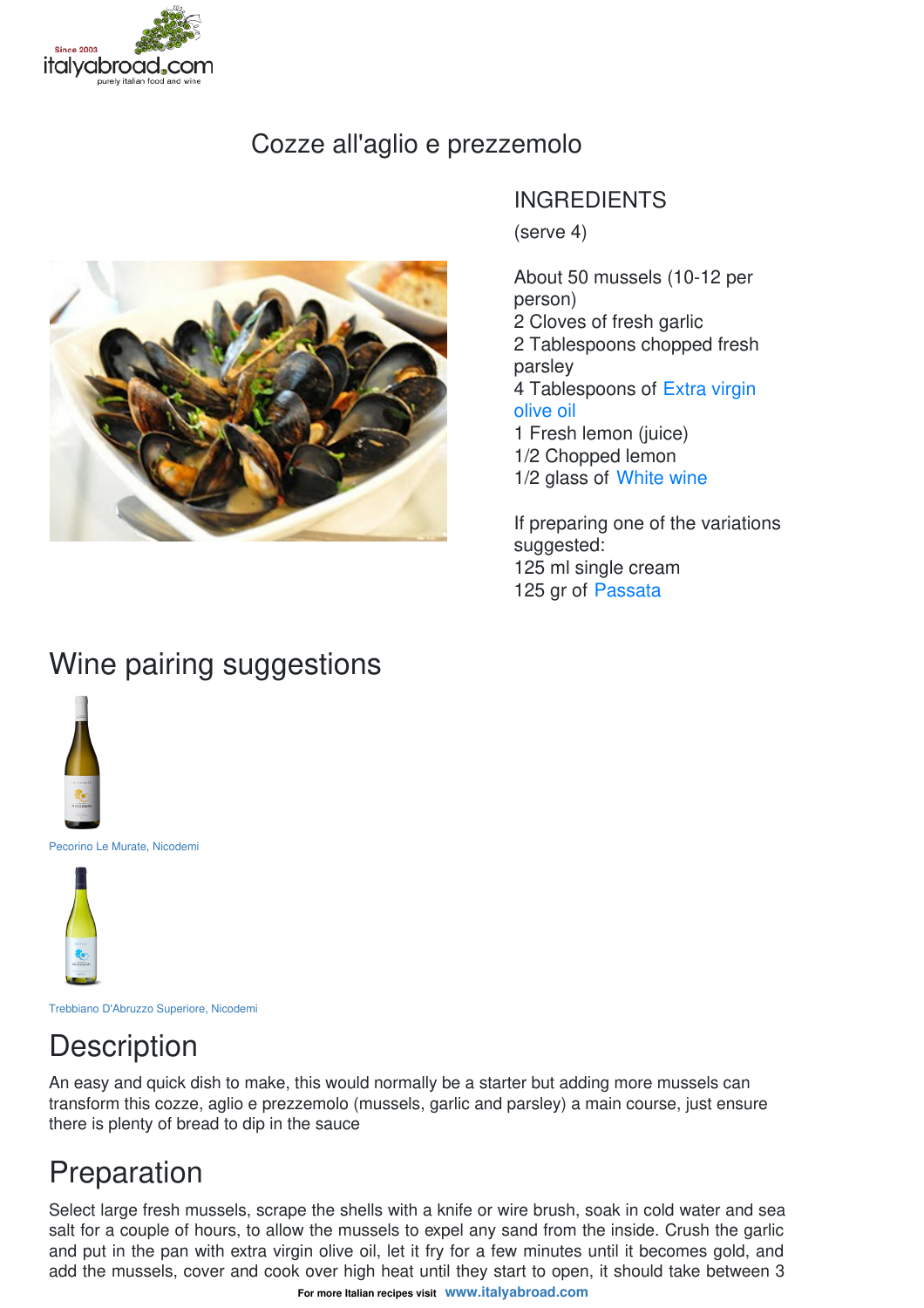# Cozze all'aglio e prezzemolo

## INGREDIENTS

(serve 4)

About 50 mussels (10-12 per person)
2 Cloves of fresh garlic
2 Tablespoons chopped fresh parsley
4 Tablespoons of Extra virgin olive oil
1 Fresh lemon (juice)
1/2 Chopped lemon
1/2 glass of White wine

If preparing one of the variations suggested:
125 ml single cream
125 gr of Passata

## Wine pairing suggestions

Pecorino Le Murate, Nicodemi

Trebbiano D'Abruzzo Superiore, Nicodemi

## Description

An easy and quick dish to make, this would normally be a starter but adding more mussels can transform this cozze, aglio e prezzemolo (mussels, garlic and parsley) a main course, just ensure there is plenty of bread to dip in the sauce

## Preparation

Select large fresh mussels, scrape the shells with a knife or wire brush, soak in cold water and sea salt for a couple of hours, to allow the mussels to expel any sand from the inside. Crush the garlic and put in the pan with extra virgin olive oil, let it fry for a few minutes until it becomes gold, and add the mussels, cover and cook over high heat until they start to open, it should take between 3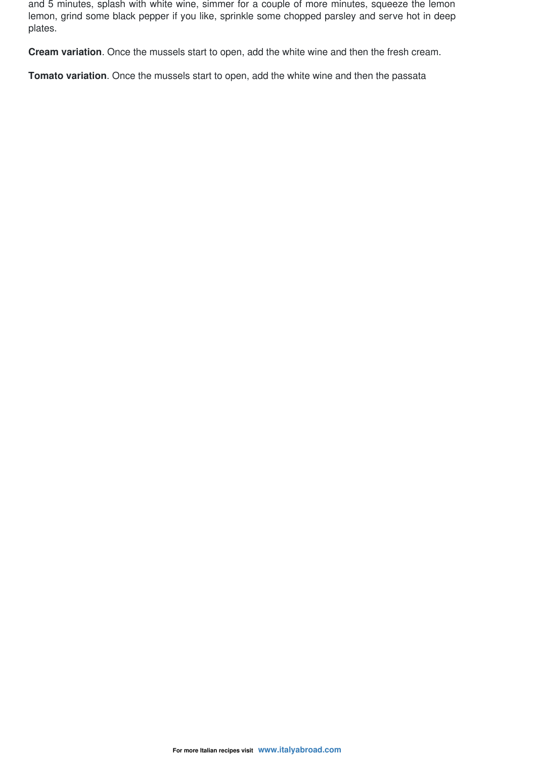and 5 minutes, splash with white wine, simmer for a couple of more minutes, squeeze the lemon lemon, grind some black pepper if you like, sprinkle some chopped parsley and serve hot in deep plates.

**Cream variation**. Once the mussels start to open, add the white wine and then the fresh cream.

**Tomato variation**. Once the mussels start to open, add the white wine and then the passata